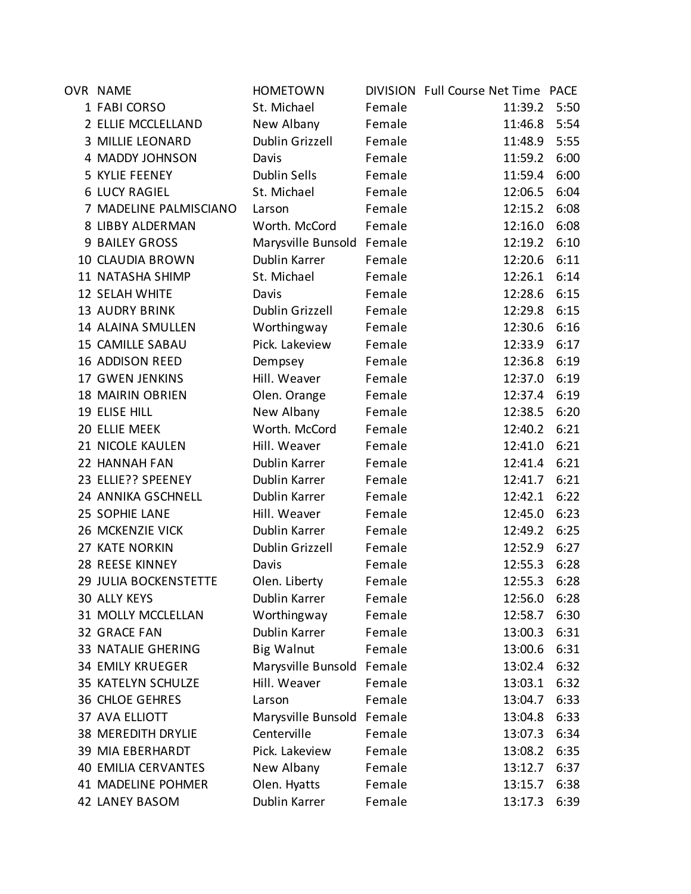| OVR | NAME | HOMETOWN | DIVISION | Full Course Net Time | PACE |
|---|---|---|---|---|---|
| 1 | FABI CORSO | St. Michael | Female | 11:39.2 | 5:50 |
| 2 | ELLIE MCCLELLAND | New Albany | Female | 11:46.8 | 5:54 |
| 3 | MILLIE LEONARD | Dublin Grizzell | Female | 11:48.9 | 5:55 |
| 4 | MADDY JOHNSON | Davis | Female | 11:59.2 | 6:00 |
| 5 | KYLIE FEENEY | Dublin Sells | Female | 11:59.4 | 6:00 |
| 6 | LUCY RAGIEL | St. Michael | Female | 12:06.5 | 6:04 |
| 7 | MADELINE PALMISCIANO | Larson | Female | 12:15.2 | 6:08 |
| 8 | LIBBY ALDERMAN | Worth. McCord | Female | 12:16.0 | 6:08 |
| 9 | BAILEY GROSS | Marysville Bunsold | Female | 12:19.2 | 6:10 |
| 10 | CLAUDIA BROWN | Dublin Karrer | Female | 12:20.6 | 6:11 |
| 11 | NATASHA SHIMP | St. Michael | Female | 12:26.1 | 6:14 |
| 12 | SELAH WHITE | Davis | Female | 12:28.6 | 6:15 |
| 13 | AUDRY BRINK | Dublin Grizzell | Female | 12:29.8 | 6:15 |
| 14 | ALAINA SMULLEN | Worthingway | Female | 12:30.6 | 6:16 |
| 15 | CAMILLE SABAU | Pick. Lakeview | Female | 12:33.9 | 6:17 |
| 16 | ADDISON REED | Dempsey | Female | 12:36.8 | 6:19 |
| 17 | GWEN JENKINS | Hill. Weaver | Female | 12:37.0 | 6:19 |
| 18 | MAIRIN OBRIEN | Olen. Orange | Female | 12:37.4 | 6:19 |
| 19 | ELISE HILL | New Albany | Female | 12:38.5 | 6:20 |
| 20 | ELLIE MEEK | Worth. McCord | Female | 12:40.2 | 6:21 |
| 21 | NICOLE KAULEN | Hill. Weaver | Female | 12:41.0 | 6:21 |
| 22 | HANNAH FAN | Dublin Karrer | Female | 12:41.4 | 6:21 |
| 23 | ELLIE?? SPEENEY | Dublin Karrer | Female | 12:41.7 | 6:21 |
| 24 | ANNIKA GSCHNELL | Dublin Karrer | Female | 12:42.1 | 6:22 |
| 25 | SOPHIE LANE | Hill. Weaver | Female | 12:45.0 | 6:23 |
| 26 | MCKENZIE VICK | Dublin Karrer | Female | 12:49.2 | 6:25 |
| 27 | KATE NORKIN | Dublin Grizzell | Female | 12:52.9 | 6:27 |
| 28 | REESE KINNEY | Davis | Female | 12:55.3 | 6:28 |
| 29 | JULIA BOCKENSTETTE | Olen. Liberty | Female | 12:55.3 | 6:28 |
| 30 | ALLY KEYS | Dublin Karrer | Female | 12:56.0 | 6:28 |
| 31 | MOLLY MCCLELLAN | Worthingway | Female | 12:58.7 | 6:30 |
| 32 | GRACE FAN | Dublin Karrer | Female | 13:00.3 | 6:31 |
| 33 | NATALIE GHERING | Big Walnut | Female | 13:00.6 | 6:31 |
| 34 | EMILY KRUEGER | Marysville Bunsold | Female | 13:02.4 | 6:32 |
| 35 | KATELYN SCHULZE | Hill. Weaver | Female | 13:03.1 | 6:32 |
| 36 | CHLOE GEHRES | Larson | Female | 13:04.7 | 6:33 |
| 37 | AVA ELLIOTT | Marysville Bunsold | Female | 13:04.8 | 6:33 |
| 38 | MEREDITH DRYLIE | Centerville | Female | 13:07.3 | 6:34 |
| 39 | MIA EBERHARDT | Pick. Lakeview | Female | 13:08.2 | 6:35 |
| 40 | EMILIA CERVANTES | New Albany | Female | 13:12.7 | 6:37 |
| 41 | MADELINE POHMER | Olen. Hyatts | Female | 13:15.7 | 6:38 |
| 42 | LANEY BASOM | Dublin Karrer | Female | 13:17.3 | 6:39 |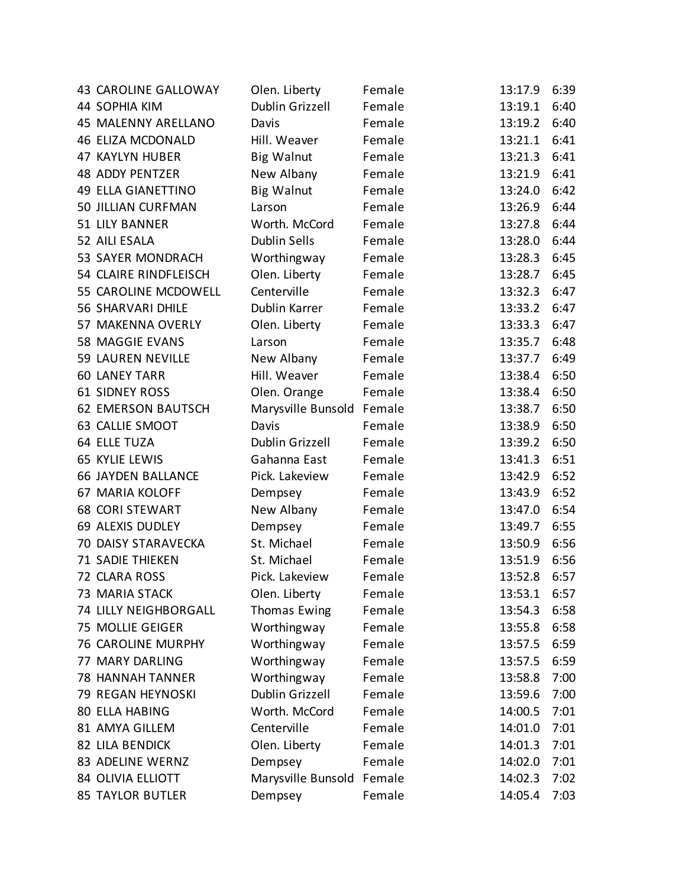| | | | | | |
|---|---|---|---|---|---|
| 43 | CAROLINE GALLOWAY | Olen. Liberty | Female | 13:17.9 | 6:39 |
| 44 | SOPHIA KIM | Dublin Grizzell | Female | 13:19.1 | 6:40 |
| 45 | MALENNY ARELLANO | Davis | Female | 13:19.2 | 6:40 |
| 46 | ELIZA MCDONALD | Hill. Weaver | Female | 13:21.1 | 6:41 |
| 47 | KAYLYN HUBER | Big Walnut | Female | 13:21.3 | 6:41 |
| 48 | ADDY PENTZER | New Albany | Female | 13:21.9 | 6:41 |
| 49 | ELLA GIANETTINO | Big Walnut | Female | 13:24.0 | 6:42 |
| 50 | JILLIAN CURFMAN | Larson | Female | 13:26.9 | 6:44 |
| 51 | LILY BANNER | Worth. McCord | Female | 13:27.8 | 6:44 |
| 52 | AILI ESALA | Dublin Sells | Female | 13:28.0 | 6:44 |
| 53 | SAYER MONDRACH | Worthingway | Female | 13:28.3 | 6:45 |
| 54 | CLAIRE RINDFLEISCH | Olen. Liberty | Female | 13:28.7 | 6:45 |
| 55 | CAROLINE MCDOWELL | Centerville | Female | 13:32.3 | 6:47 |
| 56 | SHARVARI DHILE | Dublin Karrer | Female | 13:33.2 | 6:47 |
| 57 | MAKENNA OVERLY | Olen. Liberty | Female | 13:33.3 | 6:47 |
| 58 | MAGGIE EVANS | Larson | Female | 13:35.7 | 6:48 |
| 59 | LAUREN NEVILLE | New Albany | Female | 13:37.7 | 6:49 |
| 60 | LANEY TARR | Hill. Weaver | Female | 13:38.4 | 6:50 |
| 61 | SIDNEY ROSS | Olen. Orange | Female | 13:38.4 | 6:50 |
| 62 | EMERSON BAUTSCH | Marysville Bunsold | Female | 13:38.7 | 6:50 |
| 63 | CALLIE SMOOT | Davis | Female | 13:38.9 | 6:50 |
| 64 | ELLE TUZA | Dublin Grizzell | Female | 13:39.2 | 6:50 |
| 65 | KYLIE LEWIS | Gahanna East | Female | 13:41.3 | 6:51 |
| 66 | JAYDEN BALLANCE | Pick. Lakeview | Female | 13:42.9 | 6:52 |
| 67 | MARIA KOLOFF | Dempsey | Female | 13:43.9 | 6:52 |
| 68 | CORI STEWART | New Albany | Female | 13:47.0 | 6:54 |
| 69 | ALEXIS DUDLEY | Dempsey | Female | 13:49.7 | 6:55 |
| 70 | DAISY STARAVECKA | St. Michael | Female | 13:50.9 | 6:56 |
| 71 | SADIE THIEKEN | St. Michael | Female | 13:51.9 | 6:56 |
| 72 | CLARA ROSS | Pick. Lakeview | Female | 13:52.8 | 6:57 |
| 73 | MARIA STACK | Olen. Liberty | Female | 13:53.1 | 6:57 |
| 74 | LILLY NEIGHBORGALL | Thomas Ewing | Female | 13:54.3 | 6:58 |
| 75 | MOLLIE GEIGER | Worthingway | Female | 13:55.8 | 6:58 |
| 76 | CAROLINE MURPHY | Worthingway | Female | 13:57.5 | 6:59 |
| 77 | MARY DARLING | Worthingway | Female | 13:57.5 | 6:59 |
| 78 | HANNAH TANNER | Worthingway | Female | 13:58.8 | 7:00 |
| 79 | REGAN HEYNOSKI | Dublin Grizzell | Female | 13:59.6 | 7:00 |
| 80 | ELLA HABING | Worth. McCord | Female | 14:00.5 | 7:01 |
| 81 | AMYA GILLEM | Centerville | Female | 14:01.0 | 7:01 |
| 82 | LILA BENDICK | Olen. Liberty | Female | 14:01.3 | 7:01 |
| 83 | ADELINE WERNZ | Dempsey | Female | 14:02.0 | 7:01 |
| 84 | OLIVIA ELLIOTT | Marysville Bunsold | Female | 14:02.3 | 7:02 |
| 85 | TAYLOR BUTLER | Dempsey | Female | 14:05.4 | 7:03 |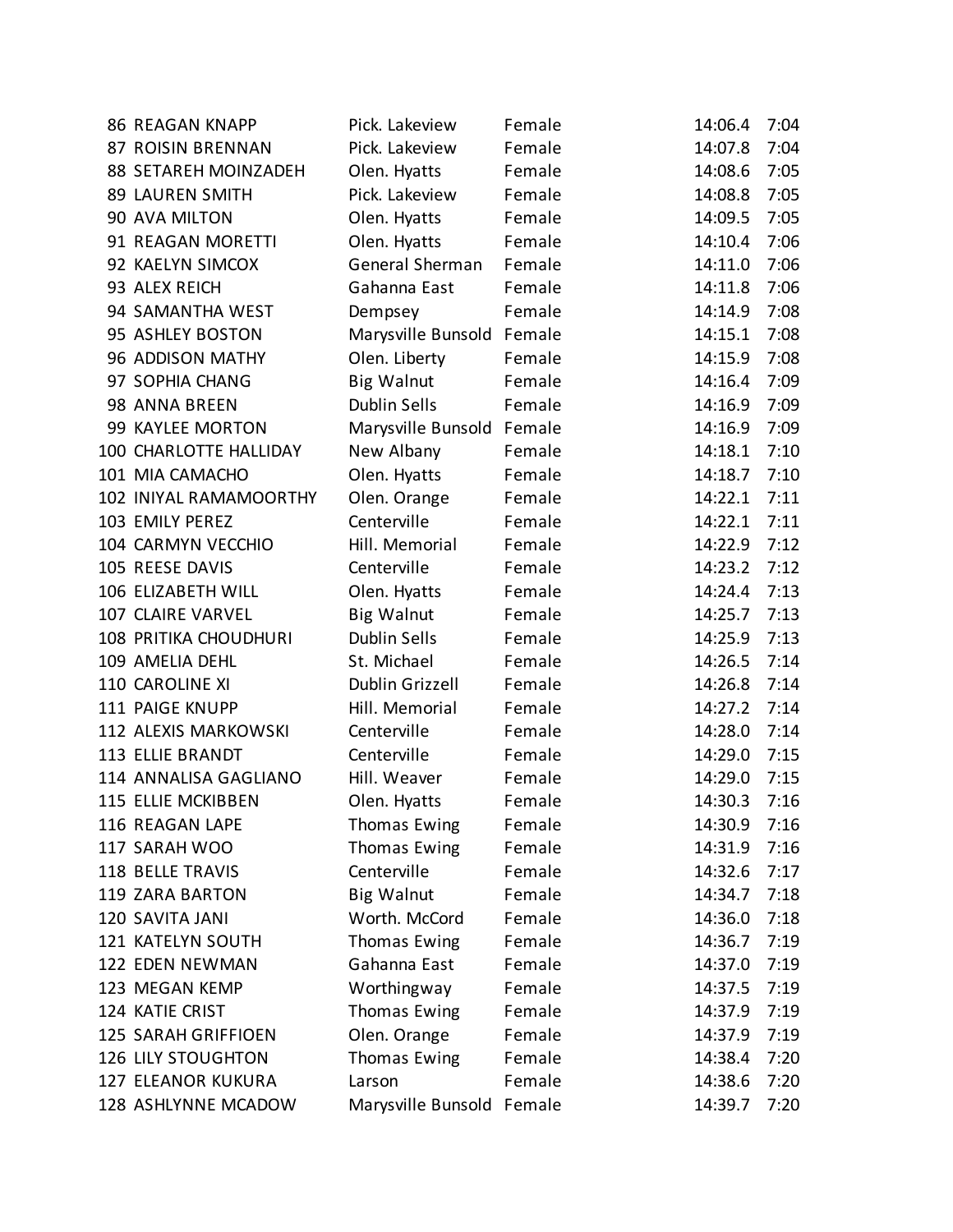| | | | | | |
|---|---|---|---|---|---|
| 86 | REAGAN KNAPP | Pick. Lakeview | Female | 14:06.4 | 7:04 |
| 87 | ROISIN BRENNAN | Pick. Lakeview | Female | 14:07.8 | 7:04 |
| 88 | SETAREH MOINZADEH | Olen. Hyatts | Female | 14:08.6 | 7:05 |
| 89 | LAUREN SMITH | Pick. Lakeview | Female | 14:08.8 | 7:05 |
| 90 | AVA MILTON | Olen. Hyatts | Female | 14:09.5 | 7:05 |
| 91 | REAGAN MORETTI | Olen. Hyatts | Female | 14:10.4 | 7:06 |
| 92 | KAELYN SIMCOX | General Sherman | Female | 14:11.0 | 7:06 |
| 93 | ALEX REICH | Gahanna East | Female | 14:11.8 | 7:06 |
| 94 | SAMANTHA WEST | Dempsey | Female | 14:14.9 | 7:08 |
| 95 | ASHLEY BOSTON | Marysville Bunsold | Female | 14:15.1 | 7:08 |
| 96 | ADDISON MATHY | Olen. Liberty | Female | 14:15.9 | 7:08 |
| 97 | SOPHIA CHANG | Big Walnut | Female | 14:16.4 | 7:09 |
| 98 | ANNA BREEN | Dublin Sells | Female | 14:16.9 | 7:09 |
| 99 | KAYLEE MORTON | Marysville Bunsold | Female | 14:16.9 | 7:09 |
| 100 | CHARLOTTE HALLIDAY | New Albany | Female | 14:18.1 | 7:10 |
| 101 | MIA CAMACHO | Olen. Hyatts | Female | 14:18.7 | 7:10 |
| 102 | INIYAL RAMAMOORTHY | Olen. Orange | Female | 14:22.1 | 7:11 |
| 103 | EMILY PEREZ | Centerville | Female | 14:22.1 | 7:11 |
| 104 | CARMYN VECCHIO | Hill. Memorial | Female | 14:22.9 | 7:12 |
| 105 | REESE DAVIS | Centerville | Female | 14:23.2 | 7:12 |
| 106 | ELIZABETH WILL | Olen. Hyatts | Female | 14:24.4 | 7:13 |
| 107 | CLAIRE VARVEL | Big Walnut | Female | 14:25.7 | 7:13 |
| 108 | PRITIKA CHOUDHURI | Dublin Sells | Female | 14:25.9 | 7:13 |
| 109 | AMELIA DEHL | St. Michael | Female | 14:26.5 | 7:14 |
| 110 | CAROLINE XI | Dublin Grizzell | Female | 14:26.8 | 7:14 |
| 111 | PAIGE KNUPP | Hill. Memorial | Female | 14:27.2 | 7:14 |
| 112 | ALEXIS MARKOWSKI | Centerville | Female | 14:28.0 | 7:14 |
| 113 | ELLIE BRANDT | Centerville | Female | 14:29.0 | 7:15 |
| 114 | ANNALISA GAGLIANO | Hill. Weaver | Female | 14:29.0 | 7:15 |
| 115 | ELLIE MCKIBBEN | Olen. Hyatts | Female | 14:30.3 | 7:16 |
| 116 | REAGAN LAPE | Thomas Ewing | Female | 14:30.9 | 7:16 |
| 117 | SARAH WOO | Thomas Ewing | Female | 14:31.9 | 7:16 |
| 118 | BELLE TRAVIS | Centerville | Female | 14:32.6 | 7:17 |
| 119 | ZARA BARTON | Big Walnut | Female | 14:34.7 | 7:18 |
| 120 | SAVITA JANI | Worth. McCord | Female | 14:36.0 | 7:18 |
| 121 | KATELYN SOUTH | Thomas Ewing | Female | 14:36.7 | 7:19 |
| 122 | EDEN NEWMAN | Gahanna East | Female | 14:37.0 | 7:19 |
| 123 | MEGAN KEMP | Worthingway | Female | 14:37.5 | 7:19 |
| 124 | KATIE CRIST | Thomas Ewing | Female | 14:37.9 | 7:19 |
| 125 | SARAH GRIFFIOEN | Olen. Orange | Female | 14:37.9 | 7:19 |
| 126 | LILY STOUGHTON | Thomas Ewing | Female | 14:38.4 | 7:20 |
| 127 | ELEANOR KUKURA | Larson | Female | 14:38.6 | 7:20 |
| 128 | ASHLYNNE MCADOW | Marysville Bunsold | Female | 14:39.7 | 7:20 |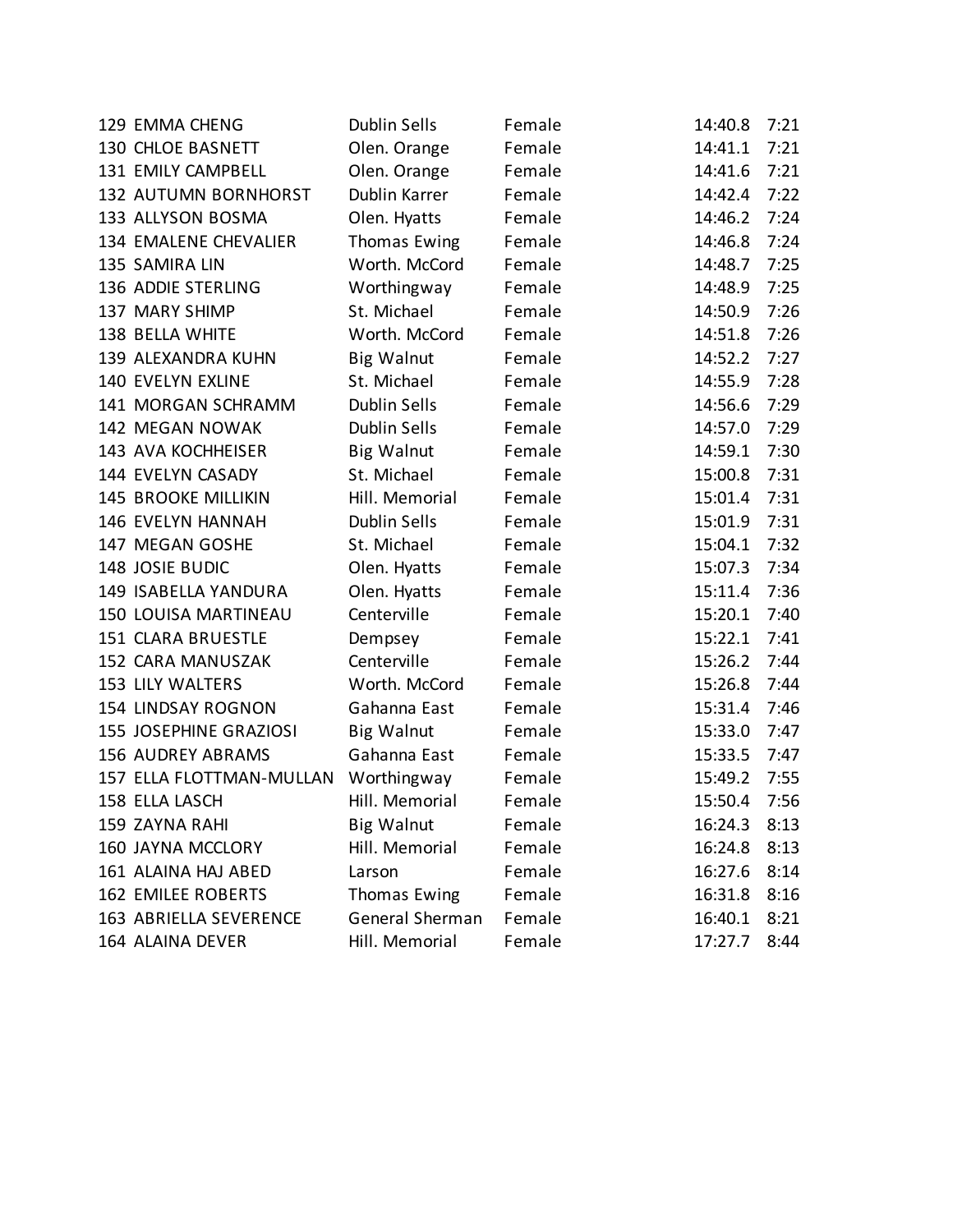| | | | | | |
|---|---|---|---|---|---|
| 129 | EMMA CHENG | Dublin Sells | Female | 14:40.8 | 7:21 |
| 130 | CHLOE BASNETT | Olen. Orange | Female | 14:41.1 | 7:21 |
| 131 | EMILY CAMPBELL | Olen. Orange | Female | 14:41.6 | 7:21 |
| 132 | AUTUMN BORNHORST | Dublin Karrer | Female | 14:42.4 | 7:22 |
| 133 | ALLYSON BOSMA | Olen. Hyatts | Female | 14:46.2 | 7:24 |
| 134 | EMALENE CHEVALIER | Thomas Ewing | Female | 14:46.8 | 7:24 |
| 135 | SAMIRA LIN | Worth. McCord | Female | 14:48.7 | 7:25 |
| 136 | ADDIE STERLING | Worthingway | Female | 14:48.9 | 7:25 |
| 137 | MARY SHIMP | St. Michael | Female | 14:50.9 | 7:26 |
| 138 | BELLA WHITE | Worth. McCord | Female | 14:51.8 | 7:26 |
| 139 | ALEXANDRA KUHN | Big Walnut | Female | 14:52.2 | 7:27 |
| 140 | EVELYN EXLINE | St. Michael | Female | 14:55.9 | 7:28 |
| 141 | MORGAN SCHRAMM | Dublin Sells | Female | 14:56.6 | 7:29 |
| 142 | MEGAN NOWAK | Dublin Sells | Female | 14:57.0 | 7:29 |
| 143 | AVA KOCHHEISER | Big Walnut | Female | 14:59.1 | 7:30 |
| 144 | EVELYN CASADY | St. Michael | Female | 15:00.8 | 7:31 |
| 145 | BROOKE MILLIKIN | Hill. Memorial | Female | 15:01.4 | 7:31 |
| 146 | EVELYN HANNAH | Dublin Sells | Female | 15:01.9 | 7:31 |
| 147 | MEGAN GOSHE | St. Michael | Female | 15:04.1 | 7:32 |
| 148 | JOSIE BUDIC | Olen. Hyatts | Female | 15:07.3 | 7:34 |
| 149 | ISABELLA YANDURA | Olen. Hyatts | Female | 15:11.4 | 7:36 |
| 150 | LOUISA MARTINEAU | Centerville | Female | 15:20.1 | 7:40 |
| 151 | CLARA BRUESTLE | Dempsey | Female | 15:22.1 | 7:41 |
| 152 | CARA MANUSZAK | Centerville | Female | 15:26.2 | 7:44 |
| 153 | LILY WALTERS | Worth. McCord | Female | 15:26.8 | 7:44 |
| 154 | LINDSAY ROGNON | Gahanna East | Female | 15:31.4 | 7:46 |
| 155 | JOSEPHINE GRAZIOSI | Big Walnut | Female | 15:33.0 | 7:47 |
| 156 | AUDREY ABRAMS | Gahanna East | Female | 15:33.5 | 7:47 |
| 157 | ELLA FLOTTMAN-MULLAN | Worthingway | Female | 15:49.2 | 7:55 |
| 158 | ELLA LASCH | Hill. Memorial | Female | 15:50.4 | 7:56 |
| 159 | ZAYNA RAHI | Big Walnut | Female | 16:24.3 | 8:13 |
| 160 | JAYNA MCCLORY | Hill. Memorial | Female | 16:24.8 | 8:13 |
| 161 | ALAINA HAJ ABED | Larson | Female | 16:27.6 | 8:14 |
| 162 | EMILEE ROBERTS | Thomas Ewing | Female | 16:31.8 | 8:16 |
| 163 | ABRIELLA SEVERENCE | General Sherman | Female | 16:40.1 | 8:21 |
| 164 | ALAINA DEVER | Hill. Memorial | Female | 17:27.7 | 8:44 |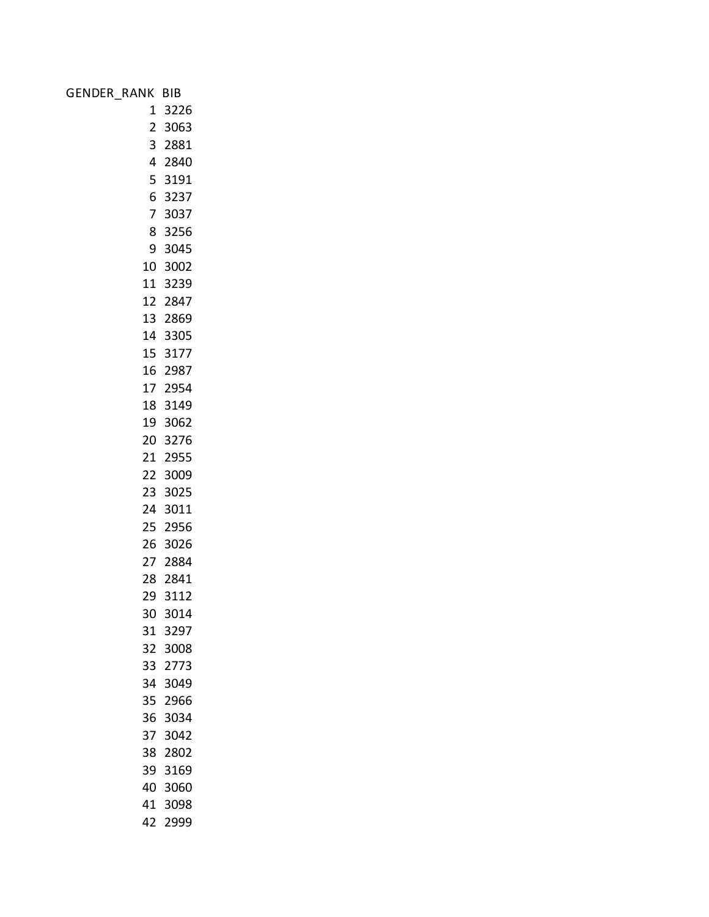| GENDER_RANK | BIB |
|---|---|
| 1 | 3226 |
| 2 | 3063 |
| 3 | 2881 |
| 4 | 2840 |
| 5 | 3191 |
| 6 | 3237 |
| 7 | 3037 |
| 8 | 3256 |
| 9 | 3045 |
| 10 | 3002 |
| 11 | 3239 |
| 12 | 2847 |
| 13 | 2869 |
| 14 | 3305 |
| 15 | 3177 |
| 16 | 2987 |
| 17 | 2954 |
| 18 | 3149 |
| 19 | 3062 |
| 20 | 3276 |
| 21 | 2955 |
| 22 | 3009 |
| 23 | 3025 |
| 24 | 3011 |
| 25 | 2956 |
| 26 | 3026 |
| 27 | 2884 |
| 28 | 2841 |
| 29 | 3112 |
| 30 | 3014 |
| 31 | 3297 |
| 32 | 3008 |
| 33 | 2773 |
| 34 | 3049 |
| 35 | 2966 |
| 36 | 3034 |
| 37 | 3042 |
| 38 | 2802 |
| 39 | 3169 |
| 40 | 3060 |
| 41 | 3098 |
| 42 | 2999 |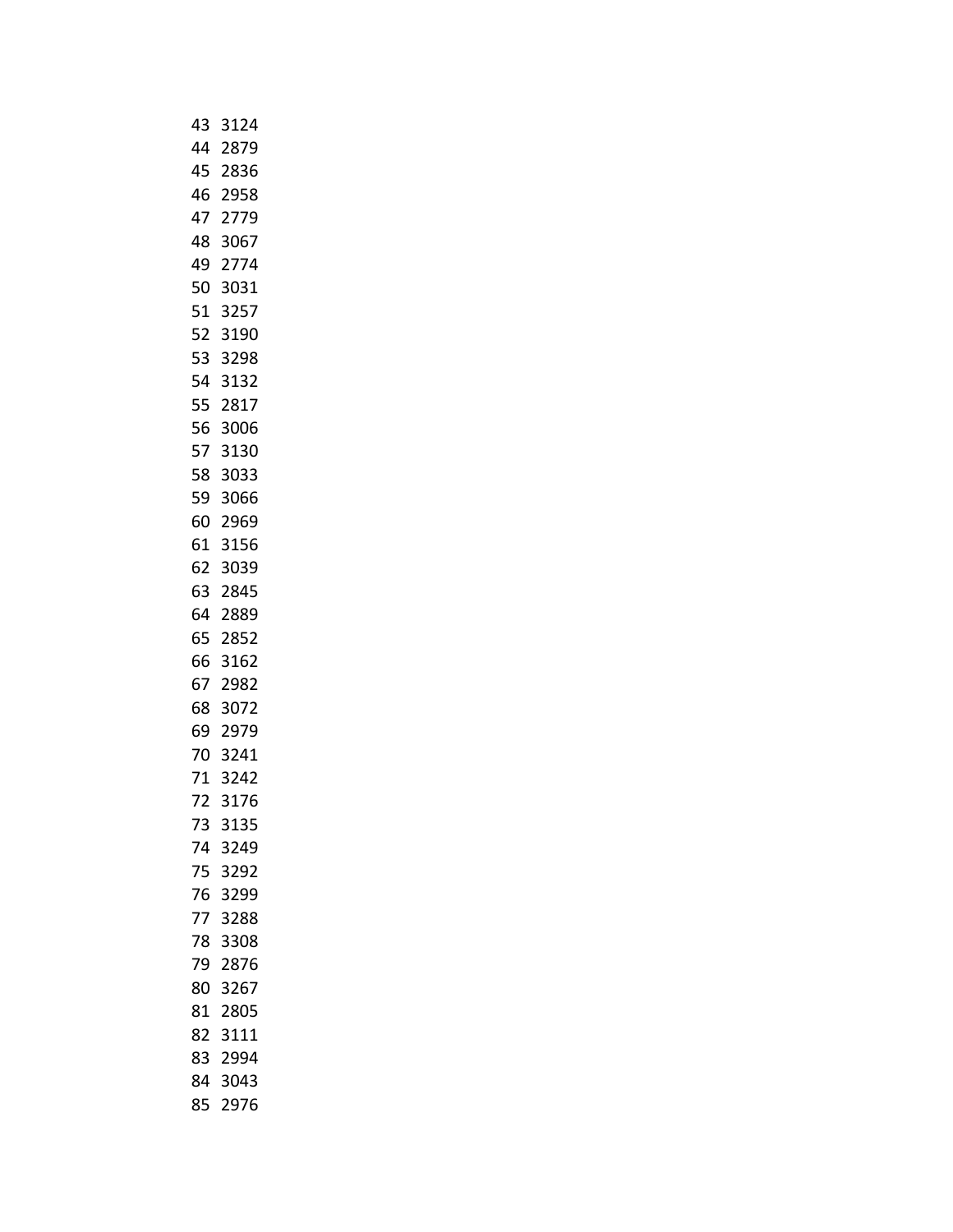| | |
|---|---|
| 43 | 3124 |
| 44 | 2879 |
| 45 | 2836 |
| 46 | 2958 |
| 47 | 2779 |
| 48 | 3067 |
| 49 | 2774 |
| 50 | 3031 |
| 51 | 3257 |
| 52 | 3190 |
| 53 | 3298 |
| 54 | 3132 |
| 55 | 2817 |
| 56 | 3006 |
| 57 | 3130 |
| 58 | 3033 |
| 59 | 3066 |
| 60 | 2969 |
| 61 | 3156 |
| 62 | 3039 |
| 63 | 2845 |
| 64 | 2889 |
| 65 | 2852 |
| 66 | 3162 |
| 67 | 2982 |
| 68 | 3072 |
| 69 | 2979 |
| 70 | 3241 |
| 71 | 3242 |
| 72 | 3176 |
| 73 | 3135 |
| 74 | 3249 |
| 75 | 3292 |
| 76 | 3299 |
| 77 | 3288 |
| 78 | 3308 |
| 79 | 2876 |
| 80 | 3267 |
| 81 | 2805 |
| 82 | 3111 |
| 83 | 2994 |
| 84 | 3043 |
| 85 | 2976 |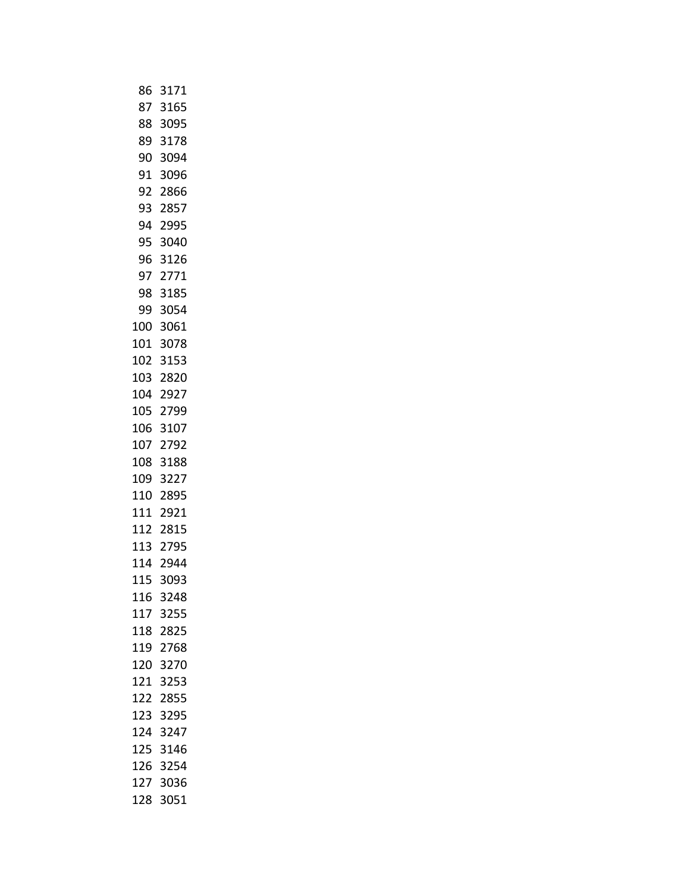| | |
|---|---|
| 86 | 3171 |
| 87 | 3165 |
| 88 | 3095 |
| 89 | 3178 |
| 90 | 3094 |
| 91 | 3096 |
| 92 | 2866 |
| 93 | 2857 |
| 94 | 2995 |
| 95 | 3040 |
| 96 | 3126 |
| 97 | 2771 |
| 98 | 3185 |
| 99 | 3054 |
| 100 | 3061 |
| 101 | 3078 |
| 102 | 3153 |
| 103 | 2820 |
| 104 | 2927 |
| 105 | 2799 |
| 106 | 3107 |
| 107 | 2792 |
| 108 | 3188 |
| 109 | 3227 |
| 110 | 2895 |
| 111 | 2921 |
| 112 | 2815 |
| 113 | 2795 |
| 114 | 2944 |
| 115 | 3093 |
| 116 | 3248 |
| 117 | 3255 |
| 118 | 2825 |
| 119 | 2768 |
| 120 | 3270 |
| 121 | 3253 |
| 122 | 2855 |
| 123 | 3295 |
| 124 | 3247 |
| 125 | 3146 |
| 126 | 3254 |
| 127 | 3036 |
| 128 | 3051 |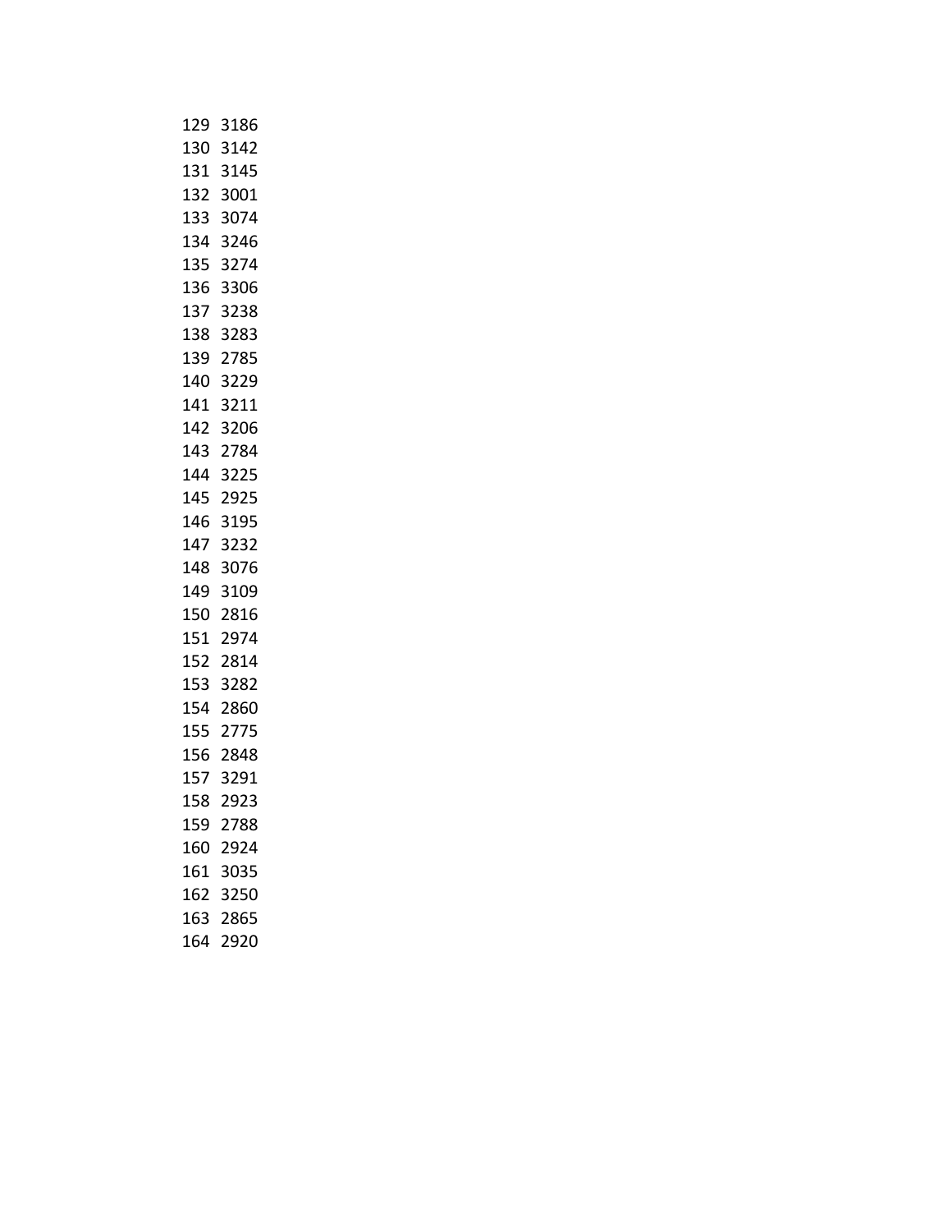| | |
|---|---|
| 129 | 3186 |
| 130 | 3142 |
| 131 | 3145 |
| 132 | 3001 |
| 133 | 3074 |
| 134 | 3246 |
| 135 | 3274 |
| 136 | 3306 |
| 137 | 3238 |
| 138 | 3283 |
| 139 | 2785 |
| 140 | 3229 |
| 141 | 3211 |
| 142 | 3206 |
| 143 | 2784 |
| 144 | 3225 |
| 145 | 2925 |
| 146 | 3195 |
| 147 | 3232 |
| 148 | 3076 |
| 149 | 3109 |
| 150 | 2816 |
| 151 | 2974 |
| 152 | 2814 |
| 153 | 3282 |
| 154 | 2860 |
| 155 | 2775 |
| 156 | 2848 |
| 157 | 3291 |
| 158 | 2923 |
| 159 | 2788 |
| 160 | 2924 |
| 161 | 3035 |
| 162 | 3250 |
| 163 | 2865 |
| 164 | 2920 |